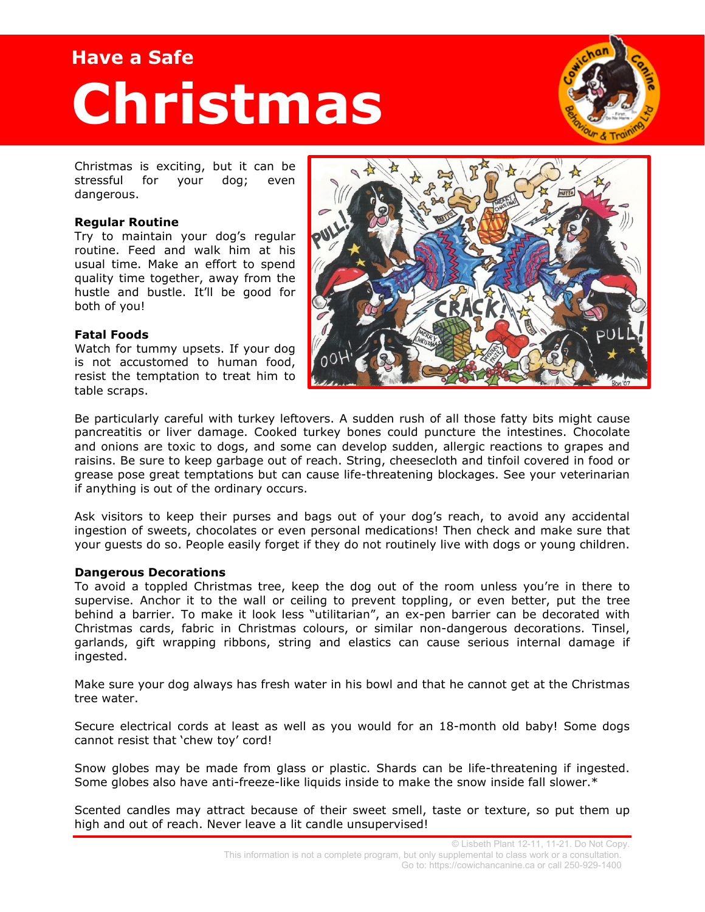# Have a Safe Christmas

Christmas is exciting, but it can be stressful for your dog; even dangerous.

**Regular Routine**
Try to maintain your dog's regular routine. Feed and walk him at his usual time. Make an effort to spend quality time together, away from the hustle and bustle. It'll be good for both of you!

**Fatal Foods**
Watch for tummy upsets. If your dog is not accustomed to human food, resist the temptation to treat him to table scraps.

Be particularly careful with turkey leftovers. A sudden rush of all those fatty bits might cause pancreatitis or liver damage. Cooked turkey bones could puncture the intestines. Chocolate and onions are toxic to dogs, and some can develop sudden, allergic reactions to grapes and raisins. Be sure to keep garbage out of reach. String, cheesecloth and tinfoil covered in food or grease pose great temptations but can cause life-threatening blockages. See your veterinarian if anything is out of the ordinary occurs.

Ask visitors to keep their purses and bags out of your dog's reach, to avoid any accidental ingestion of sweets, chocolates or even personal medications! Then check and make sure that your guests do so. People easily forget if they do not routinely live with dogs or young children.

**Dangerous Decorations**
To avoid a toppled Christmas tree, keep the dog out of the room unless you're in there to supervise. Anchor it to the wall or ceiling to prevent toppling, or even better, put the tree behind a barrier. To make it look less "utilitarian", an ex-pen barrier can be decorated with Christmas cards, fabric in Christmas colours, or similar non-dangerous decorations. Tinsel, garlands, gift wrapping ribbons, string and elastics can cause serious internal damage if ingested.

Make sure your dog always has fresh water in his bowl and that he cannot get at the Christmas tree water.

Secure electrical cords at least as well as you would for an 18-month old baby! Some dogs cannot resist that 'chew toy' cord!

Snow globes may be made from glass or plastic. Shards can be life-threatening if ingested. Some globes also have anti-freeze-like liquids inside to make the snow inside fall slower.*

Scented candles may attract because of their sweet smell, taste or texture, so put them up high and out of reach. Never leave a lit candle unsupervised!

© Lisbeth Plant 12-11, 11-21. Do Not Copy.
This information is not a complete program, but only supplemental to class work or a consultation.
Go to: https://cowichancanine.ca or call 250-929-1400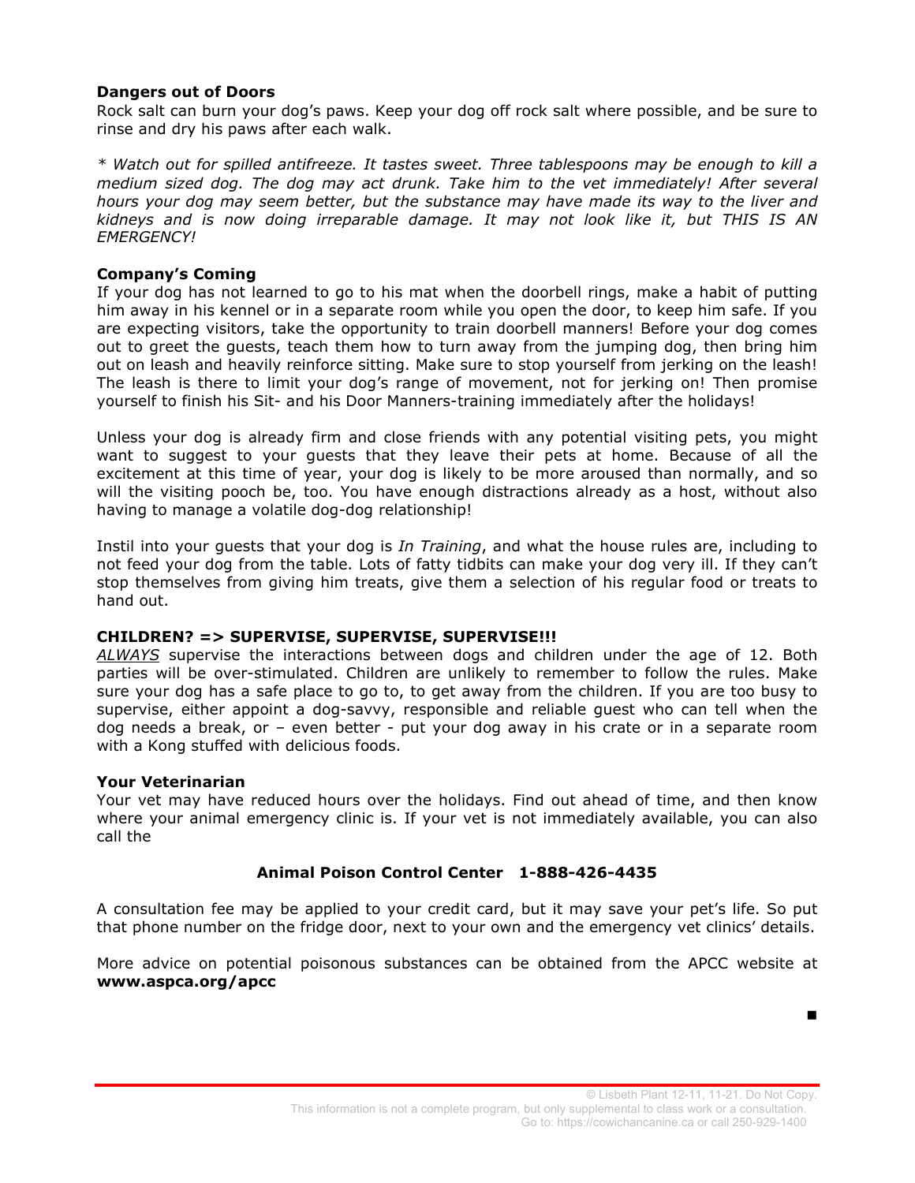**Dangers out of Doors**

Rock salt can burn your dog's paws. Keep your dog off rock salt where possible, and be sure to rinse and dry his paws after each walk.

*\* Watch out for spilled antifreeze. It tastes sweet. Three tablespoons may be enough to kill a medium sized dog. The dog may act drunk. Take him to the vet immediately! After several hours your dog may seem better, but the substance may have made its way to the liver and kidneys and is now doing irreparable damage. It may not look like it, but THIS IS AN EMERGENCY!*

**Company's Coming**

If your dog has not learned to go to his mat when the doorbell rings, make a habit of putting him away in his kennel or in a separate room while you open the door, to keep him safe. If you are expecting visitors, take the opportunity to train doorbell manners! Before your dog comes out to greet the guests, teach them how to turn away from the jumping dog, then bring him out on leash and heavily reinforce sitting. Make sure to stop yourself from jerking on the leash! The leash is there to limit your dog's range of movement, not for jerking on! Then promise yourself to finish his Sit- and his Door Manners-training immediately after the holidays!

Unless your dog is already firm and close friends with any potential visiting pets, you might want to suggest to your guests that they leave their pets at home. Because of all the excitement at this time of year, your dog is likely to be more aroused than normally, and so will the visiting pooch be, too. You have enough distractions already as a host, without also having to manage a volatile dog-dog relationship!

Instil into your guests that your dog is *In Training*, and what the house rules are, including to not feed your dog from the table. Lots of fatty tidbits can make your dog very ill. If they can't stop themselves from giving him treats, give them a selection of his regular food or treats to hand out.

**CHILDREN? => SUPERVISE, SUPERVISE, SUPERVISE!!!**

***ALWAYS*** supervise the interactions between dogs and children under the age of 12. Both parties will be over-stimulated. Children are unlikely to remember to follow the rules. Make sure your dog has a safe place to go to, to get away from the children. If you are too busy to supervise, either appoint a dog-savvy, responsible and reliable guest who can tell when the dog needs a break, or – even better - put your dog away in his crate or in a separate room with a Kong stuffed with delicious foods.

**Your Veterinarian**

Your vet may have reduced hours over the holidays. Find out ahead of time, and then know where your animal emergency clinic is. If your vet is not immediately available, you can also call the

**Animal Poison Control Center 1-888-426-4435**

A consultation fee may be applied to your credit card, but it may save your pet's life. So put that phone number on the fridge door, next to your own and the emergency vet clinics' details.

More advice on potential poisonous substances can be obtained from the APCC website at **www.aspca.org/apcc**

■

© Lisbeth Plant 12-11, 11-21. Do Not Copy.
This information is not a complete program, but only supplemental to class work or a consultation.
Go to: https://cowichancanine.ca or call 250-929-1400